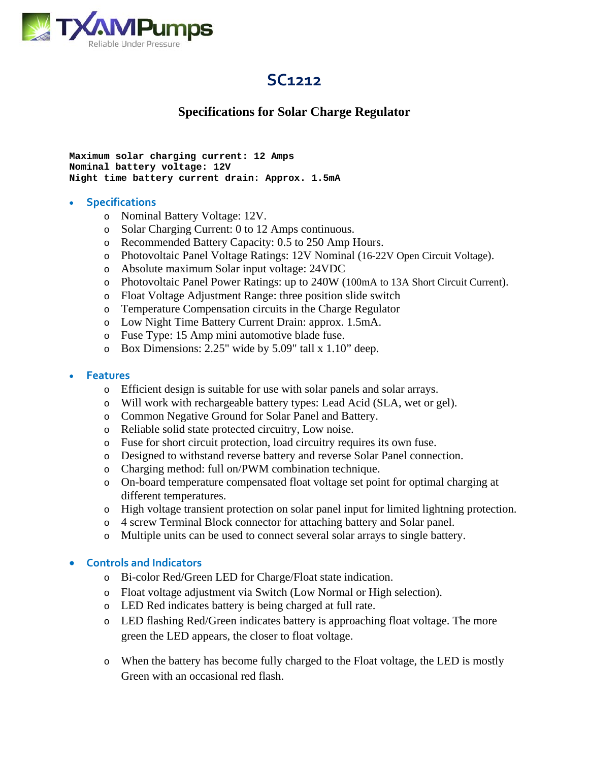TXAMPumps
Reliable Under Pressure

# SC1212

## Specifications for Solar Charge Regulator

```
Maximum solar charging current: 12 Amps
Nominal battery voltage: 12V
Night time battery current drain: Approx. 1.5mA
```

- **Specifications**
  - Nominal Battery Voltage: 12V.
  - Solar Charging Current: 0 to 12 Amps continuous.
  - Recommended Battery Capacity: 0.5 to 250 Amp Hours.
  - Photovoltaic Panel Voltage Ratings: 12V Nominal (16-22V Open Circuit Voltage).
  - Absolute maximum Solar input voltage: 24VDC
  - Photovoltaic Panel Power Ratings: up to 240W (100mA to 13A Short Circuit Current).
  - Float Voltage Adjustment Range: three position slide switch
  - Temperature Compensation circuits in the Charge Regulator
  - Low Night Time Battery Current Drain: approx. 1.5mA.
  - Fuse Type: 15 Amp mini automotive blade fuse.
  - Box Dimensions: 2.25" wide by 5.09" tall x 1.10" deep.

- **Features**
  - Efficient design is suitable for use with solar panels and solar arrays.
  - Will work with rechargeable battery types: Lead Acid (SLA, wet or gel).
  - Common Negative Ground for Solar Panel and Battery.
  - Reliable solid state protected circuitry, Low noise.
  - Fuse for short circuit protection, load circuitry requires its own fuse.
  - Designed to withstand reverse battery and reverse Solar Panel connection.
  - Charging method: full on/PWM combination technique.
  - On-board temperature compensated float voltage set point for optimal charging at different temperatures.
  - High voltage transient protection on solar panel input for limited lightning protection.
  - 4 screw Terminal Block connector for attaching battery and Solar panel.
  - Multiple units can be used to connect several solar arrays to single battery.

- **Controls and Indicators**
  - Bi-color Red/Green LED for Charge/Float state indication.
  - Float voltage adjustment via Switch (Low Normal or High selection).
  - LED Red indicates battery is being charged at full rate.
  - LED flashing Red/Green indicates battery is approaching float voltage. The more green the LED appears, the closer to float voltage.
  - When the battery has become fully charged to the Float voltage, the LED is mostly Green with an occasional red flash.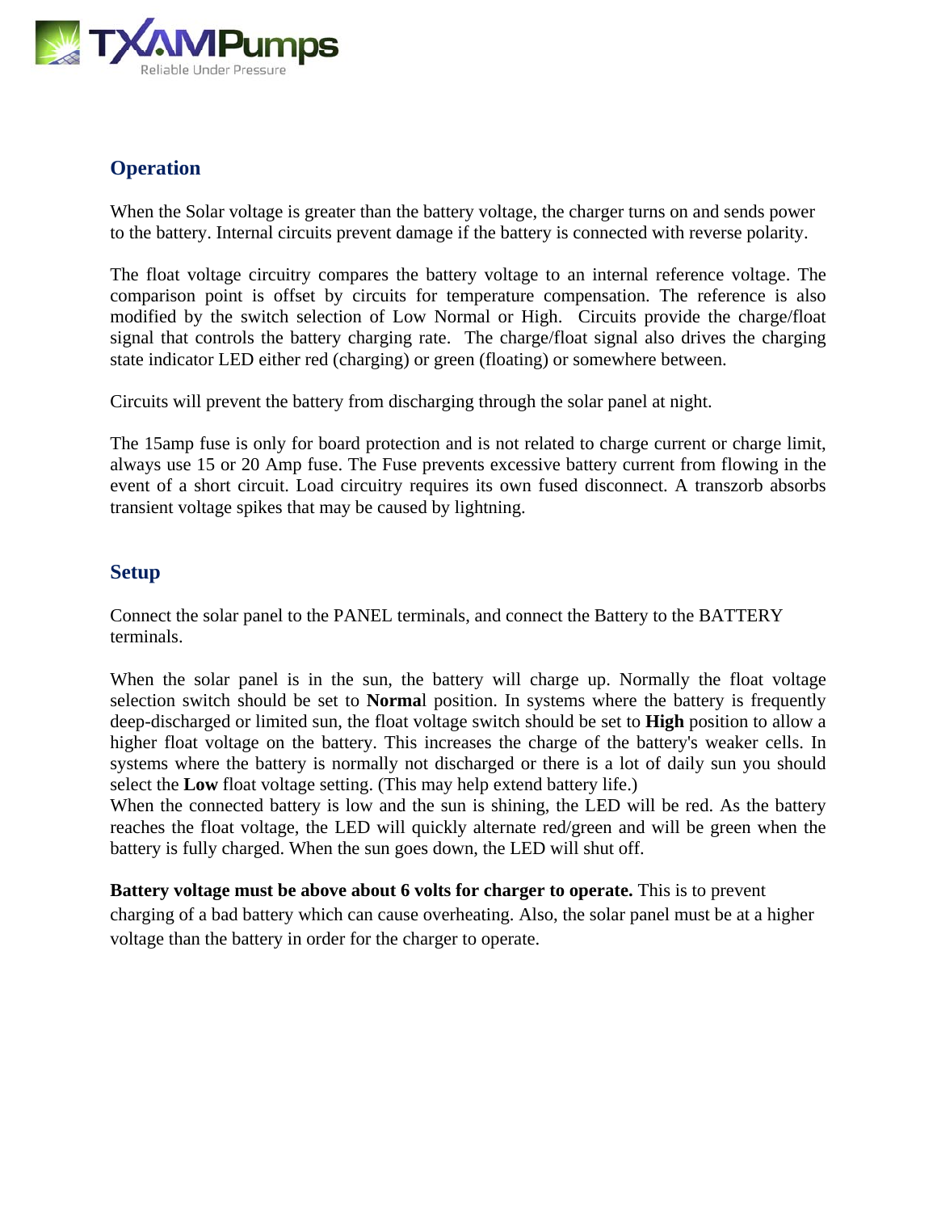## Operation

When the Solar voltage is greater than the battery voltage, the charger turns on and sends power to the battery. Internal circuits prevent damage if the battery is connected with reverse polarity.

The float voltage circuitry compares the battery voltage to an internal reference voltage. The comparison point is offset by circuits for temperature compensation. The reference is also modified by the switch selection of Low Normal or High. Circuits provide the charge/float signal that controls the battery charging rate. The charge/float signal also drives the charging state indicator LED either red (charging) or green (floating) or somewhere between.

Circuits will prevent the battery from discharging through the solar panel at night.

The 15amp fuse is only for board protection and is not related to charge current or charge limit, always use 15 or 20 Amp fuse. The Fuse prevents excessive battery current from flowing in the event of a short circuit. Load circuitry requires its own fused disconnect. A transzorb absorbs transient voltage spikes that may be caused by lightning.

## Setup

Connect the solar panel to the PANEL terminals, and connect the Battery to the BATTERY terminals.

When the solar panel is in the sun, the battery will charge up. Normally the float voltage selection switch should be set to **Norma**l position. In systems where the battery is frequently deep-discharged or limited sun, the float voltage switch should be set to **High** position to allow a higher float voltage on the battery. This increases the charge of the battery's weaker cells. In systems where the battery is normally not discharged or there is a lot of daily sun you should select the **Low** float voltage setting. (This may help extend battery life.)
When the connected battery is low and the sun is shining, the LED will be red. As the battery reaches the float voltage, the LED will quickly alternate red/green and will be green when the battery is fully charged. When the sun goes down, the LED will shut off.

**Battery voltage must be above about 6 volts for charger to operate.** This is to prevent charging of a bad battery which can cause overheating. Also, the solar panel must be at a higher voltage than the battery in order for the charger to operate.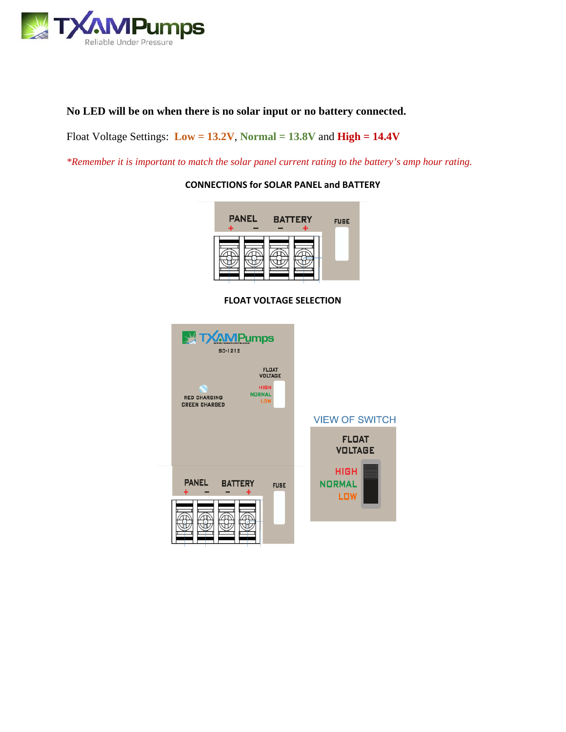**No LED will be on when there is no solar input or no battery connected.**

Float Voltage Settings: **Low = 13.2V**, **Normal = 13.8V** and **High = 14.4V**

*\*Remember it is important to match the solar panel current rating to the battery's amp hour rating.*

**CONNECTIONS for SOLAR PANEL and BATTERY**

PANEL
\+ −
BATTERY
− +
FUSE

**FLOAT VOLTAGE SELECTION**

TXAMPumps
SC-1212
FLOAT VOLTAGE
HIGH
NORMAL
LOW
RED CHARGING
GREEN CHARGED
PANEL
\+ −
BATTERY
− +
FUSE

VIEW OF SWITCH
FLOAT VOLTAGE
HIGH
NORMAL
LOW